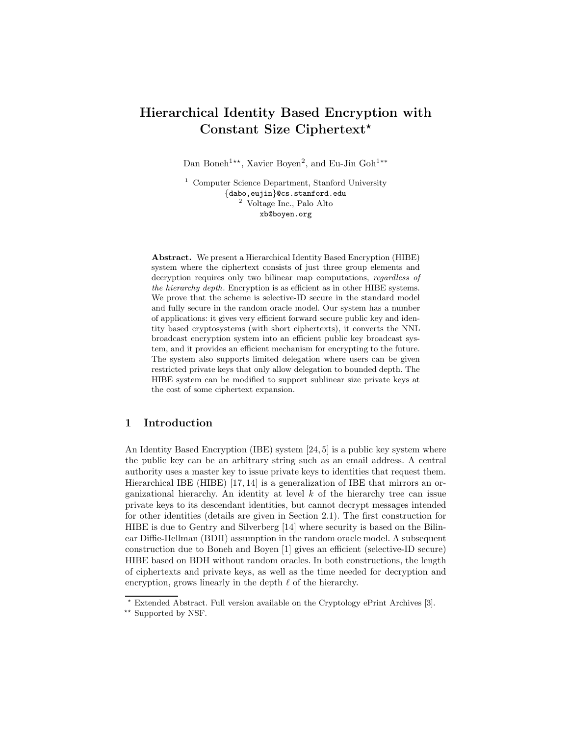# Hierarchical Identity Based Encryption with Constant Size Ciphertext*

Dan Boneh[1**], Xavier Boyen[2], and Eu-Jin Goh[1**]

[1] Computer Science Department, Stanford University
{dabo,eujin}@cs.stanford.edu
[2] Voltage Inc., Palo Alto
xb@boyen.org

**Abstract.** We present a Hierarchical Identity Based Encryption (HIBE) system where the ciphertext consists of just three group elements and decryption requires only two bilinear map computations, *regardless of the hierarchy depth*. Encryption is as efficient as in other HIBE systems. We prove that the scheme is selective-ID secure in the standard model and fully secure in the random oracle model. Our system has a number of applications: it gives very efficient forward secure public key and identity based cryptosystems (with short ciphertexts), it converts the NNL broadcast encryption system into an efficient public key broadcast system, and it provides an efficient mechanism for encrypting to the future. The system also supports limited delegation where users can be given restricted private keys that only allow delegation to bounded depth. The HIBE system can be modified to support sublinear size private keys at the cost of some ciphertext expansion.

## 1 Introduction

An Identity Based Encryption (IBE) system [24, 5] is a public key system where the public key can be an arbitrary string such as an email address. A central authority uses a master key to issue private keys to identities that request them. Hierarchical IBE (HIBE) [17, 14] is a generalization of IBE that mirrors an organizational hierarchy. An identity at level $k$ of the hierarchy tree can issue private keys to its descendant identities, but cannot decrypt messages intended for other identities (details are given in Section 2.1). The first construction for HIBE is due to Gentry and Silverberg [14] where security is based on the Bilinear Diffie-Hellman (BDH) assumption in the random oracle model. A subsequent construction due to Boneh and Boyen [1] gives an efficient (selective-ID secure) HIBE based on BDH without random oracles. In both constructions, the length of ciphertexts and private keys, as well as the time needed for decryption and encryption, grows linearly in the depth $\ell$ of the hierarchy.

* Extended Abstract. Full version available on the Cryptology ePrint Archives [3].

** Supported by NSF.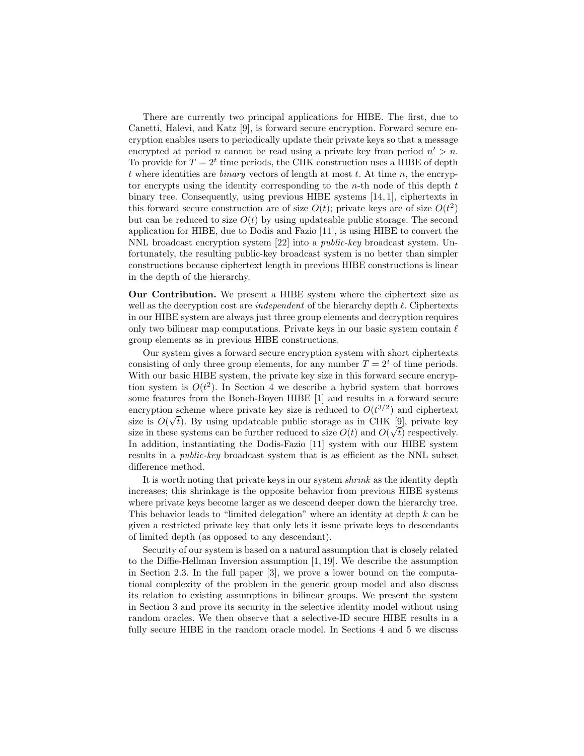There are currently two principal applications for HIBE. The first, due to Canetti, Halevi, and Katz [9], is forward secure encryption. Forward secure encryption enables users to periodically update their private keys so that a message encrypted at period $n$ cannot be read using a private key from period $n' > n$. To provide for $T = 2^t$ time periods, the CHK construction uses a HIBE of depth $t$ where identities are *binary* vectors of length at most $t$. At time $n$, the encryptor encrypts using the identity corresponding to the $n$-th node of this depth $t$ binary tree. Consequently, using previous HIBE systems [14, 1], ciphertexts in this forward secure construction are of size $O(t)$; private keys are of size $O(t^2)$ but can be reduced to size $O(t)$ by using updateable public storage. The second application for HIBE, due to Dodis and Fazio [11], is using HIBE to convert the NNL broadcast encryption system [22] into a *public-key* broadcast system. Unfortunately, the resulting public-key broadcast system is no better than simpler constructions because ciphertext length in previous HIBE constructions is linear in the depth of the hierarchy.

**Our Contribution.** We present a HIBE system where the ciphertext size as well as the decryption cost are *independent* of the hierarchy depth $\ell$. Ciphertexts in our HIBE system are always just three group elements and decryption requires only two bilinear map computations. Private keys in our basic system contain $\ell$ group elements as in previous HIBE constructions.

Our system gives a forward secure encryption system with short ciphertexts consisting of only three group elements, for any number $T = 2^t$ of time periods. With our basic HIBE system, the private key size in this forward secure encryption system is $O(t^2)$. In Section 4 we describe a hybrid system that borrows some features from the Boneh-Boyen HIBE [1] and results in a forward secure encryption scheme where private key size is reduced to $O(t^{3/2})$ and ciphertext size is $O(\sqrt{t})$. By using updateable public storage as in CHK [9], private key size in these systems can be further reduced to size $O(t)$ and $O(\sqrt{t})$ respectively. In addition, instantiating the Dodis-Fazio [11] system with our HIBE system results in a *public-key* broadcast system that is as efficient as the NNL subset difference method.

It is worth noting that private keys in our system *shrink* as the identity depth increases; this shrinkage is the opposite behavior from previous HIBE systems where private keys become larger as we descend deeper down the hierarchy tree. This behavior leads to "limited delegation" where an identity at depth $k$ can be given a restricted private key that only lets it issue private keys to descendants of limited depth (as opposed to any descendant).

Security of our system is based on a natural assumption that is closely related to the Diffie-Hellman Inversion assumption [1, 19]. We describe the assumption in Section 2.3. In the full paper [3], we prove a lower bound on the computational complexity of the problem in the generic group model and also discuss its relation to existing assumptions in bilinear groups. We present the system in Section 3 and prove its security in the selective identity model without using random oracles. We then observe that a selective-ID secure HIBE results in a fully secure HIBE in the random oracle model. In Sections 4 and 5 we discuss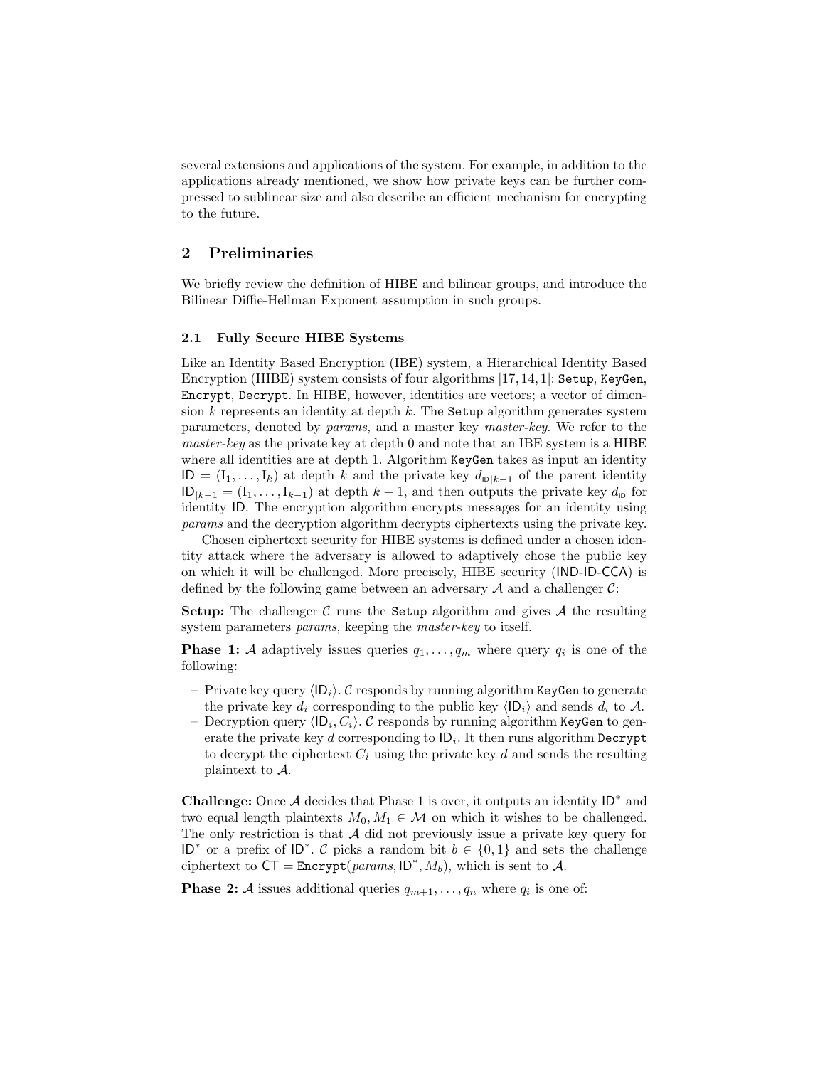several extensions and applications of the system. For example, in addition to the applications already mentioned, we show how private keys can be further compressed to sublinear size and also describe an efficient mechanism for encrypting to the future.

## 2 Preliminaries

We briefly review the definition of HIBE and bilinear groups, and introduce the Bilinear Diffie-Hellman Exponent assumption in such groups.

### 2.1 Fully Secure HIBE Systems

Like an Identity Based Encryption (IBE) system, a Hierarchical Identity Based Encryption (HIBE) system consists of four algorithms [17, 14, 1]: `Setup`, `KeyGen`, `Encrypt`, `Decrypt`. In HIBE, however, identities are vectors; a vector of dimension $k$ represents an identity at depth $k$. The `Setup` algorithm generates system parameters, denoted by *params*, and a master key *master-key*. We refer to the *master-key* as the private key at depth 0 and note that an IBE system is a HIBE where all identities are at depth 1. Algorithm `KeyGen` takes as input an identity $\mathsf{ID} = (\mathrm{I}_1, \ldots, \mathrm{I}_k)$ at depth $k$ and the private key $d_{\mathsf{ID}|k-1}$ of the parent identity $\mathsf{ID}_{|k-1} = (\mathrm{I}_1, \ldots, \mathrm{I}_{k-1})$ at depth $k-1$, and then outputs the private key $d_{\mathsf{ID}}$ for identity $\mathsf{ID}$. The encryption algorithm encrypts messages for an identity using *params* and the decryption algorithm decrypts ciphertexts using the private key.

Chosen ciphertext security for HIBE systems is defined under a chosen identity attack where the adversary is allowed to adaptively chose the public key on which it will be challenged. More precisely, HIBE security (IND-ID-CCA) is defined by the following game between an adversary $\mathcal{A}$ and a challenger $\mathcal{C}$:

**Setup:** The challenger $\mathcal{C}$ runs the `Setup` algorithm and gives $\mathcal{A}$ the resulting system parameters *params*, keeping the *master-key* to itself.

**Phase 1:** $\mathcal{A}$ adaptively issues queries $q_1, \ldots, q_m$ where query $q_i$ is one of the following:

- Private key query $\langle \mathsf{ID}_i \rangle$. $\mathcal{C}$ responds by running algorithm `KeyGen` to generate the private key $d_i$ corresponding to the public key $\langle \mathsf{ID}_i \rangle$ and sends $d_i$ to $\mathcal{A}$.
- Decryption query $\langle \mathsf{ID}_i, C_i \rangle$. $\mathcal{C}$ responds by running algorithm `KeyGen` to generate the private key $d$ corresponding to $\mathsf{ID}_i$. It then runs algorithm `Decrypt` to decrypt the ciphertext $C_i$ using the private key $d$ and sends the resulting plaintext to $\mathcal{A}$.

**Challenge:** Once $\mathcal{A}$ decides that Phase 1 is over, it outputs an identity $\mathsf{ID}^*$ and two equal length plaintexts $M_0, M_1 \in \mathcal{M}$ on which it wishes to be challenged. The only restriction is that $\mathcal{A}$ did not previously issue a private key query for $\mathsf{ID}^*$ or a prefix of $\mathsf{ID}^*$. $\mathcal{C}$ picks a random bit $b \in \{0, 1\}$ and sets the challenge ciphertext to $\mathsf{CT} = \mathtt{Encrypt}(params, \mathsf{ID}^*, M_b)$, which is sent to $\mathcal{A}$.

**Phase 2:** $\mathcal{A}$ issues additional queries $q_{m+1}, \ldots, q_n$ where $q_i$ is one of: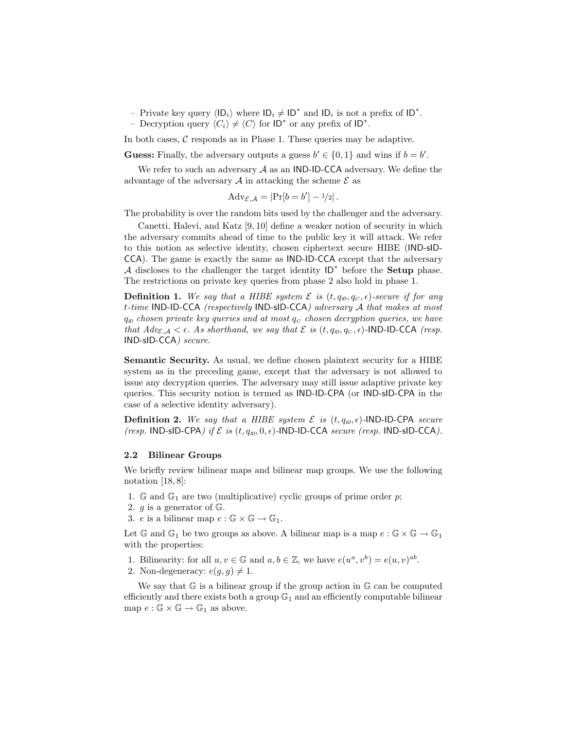– Private key query $\langle \mathsf{ID}_i \rangle$ where $\mathsf{ID}_i \neq \mathsf{ID}^*$ and $\mathsf{ID}_i$ is not a prefix of $\mathsf{ID}^*$.
– Decryption query $\langle C_i \rangle \neq \langle C \rangle$ for $\mathsf{ID}^*$ or any prefix of $\mathsf{ID}^*$.

In both cases, $\mathcal{C}$ responds as in Phase 1. These queries may be adaptive.

**Guess:** Finally, the adversary outputs a guess $b' \in \{0, 1\}$ and wins if $b = b'$.

We refer to such an adversary $\mathcal{A}$ as an IND-ID-CCA adversary. We define the advantage of the adversary $\mathcal{A}$ in attacking the scheme $\mathcal{E}$ as

$$\mathrm{Adv}_{\mathcal{E},\mathcal{A}} = \left|\Pr[b = b'] - 1/2\right| .$$

The probability is over the random bits used by the challenger and the adversary.

Canetti, Halevi, and Katz [9, 10] define a weaker notion of security in which the adversary commits ahead of time to the public key it will attack. We refer to this notion as selective identity, chosen ciphertext secure HIBE (IND-sID-CCA). The game is exactly the same as IND-ID-CCA except that the adversary $\mathcal{A}$ discloses to the challenger the target identity $\mathsf{ID}^*$ before the **Setup** phase. The restrictions on private key queries from phase 2 also hold in phase 1.

**Definition 1.** *We say that a HIBE system $\mathcal{E}$ is $(t, q_{ID}, q_C, \epsilon)$-secure if for any $t$-time* IND-ID-CCA *(respectively* IND-sID-CCA*) adversary $\mathcal{A}$ that makes at most $q_{ID}$ chosen private key queries and at most $q_C$ chosen decryption queries, we have that $Adv_{\mathcal{E},\mathcal{A}} < \epsilon$. As shorthand, we say that $\mathcal{E}$ is $(t, q_{ID}, q_C, \epsilon)$*-IND-ID-CCA *(resp.* IND-sID-CCA*) secure.*

**Semantic Security.** As usual, we define chosen plaintext security for a HIBE system as in the preceding game, except that the adversary is not allowed to issue any decryption queries. The adversary may still issue adaptive private key queries. This security notion is termed as IND-ID-CPA (or IND-sID-CPA in the case of a selective identity adversary).

**Definition 2.** *We say that a HIBE system $\mathcal{E}$ is $(t, q_{ID}, \epsilon)$*-IND-ID-CPA *secure (resp.* IND-sID-CPA*) if $\mathcal{E}$ is $(t, q_{ID}, 0, \epsilon)$*-IND-ID-CCA *secure (resp.* IND-sID-CCA*).*

### 2.2 Bilinear Groups

We briefly review bilinear maps and bilinear map groups. We use the following notation [18, 8]:

1. $\mathbb{G}$ and $\mathbb{G}_1$ are two (multiplicative) cyclic groups of prime order $p$;
2. $g$ is a generator of $\mathbb{G}$.
3. $e$ is a bilinear map $e : \mathbb{G} \times \mathbb{G} \to \mathbb{G}_1$.

Let $\mathbb{G}$ and $\mathbb{G}_1$ be two groups as above. A bilinear map is a map $e : \mathbb{G} \times \mathbb{G} \to \mathbb{G}_1$ with the properties:

1. Bilinearity: for all $u, v \in \mathbb{G}$ and $a, b \in \mathbb{Z}$, we have $e(u^a, v^b) = e(u, v)^{ab}$.
2. Non-degeneracy: $e(g, g) \neq 1$.

We say that $\mathbb{G}$ is a bilinear group if the group action in $\mathbb{G}$ can be computed efficiently and there exists both a group $\mathbb{G}_1$ and an efficiently computable bilinear map $e : \mathbb{G} \times \mathbb{G} \to \mathbb{G}_1$ as above.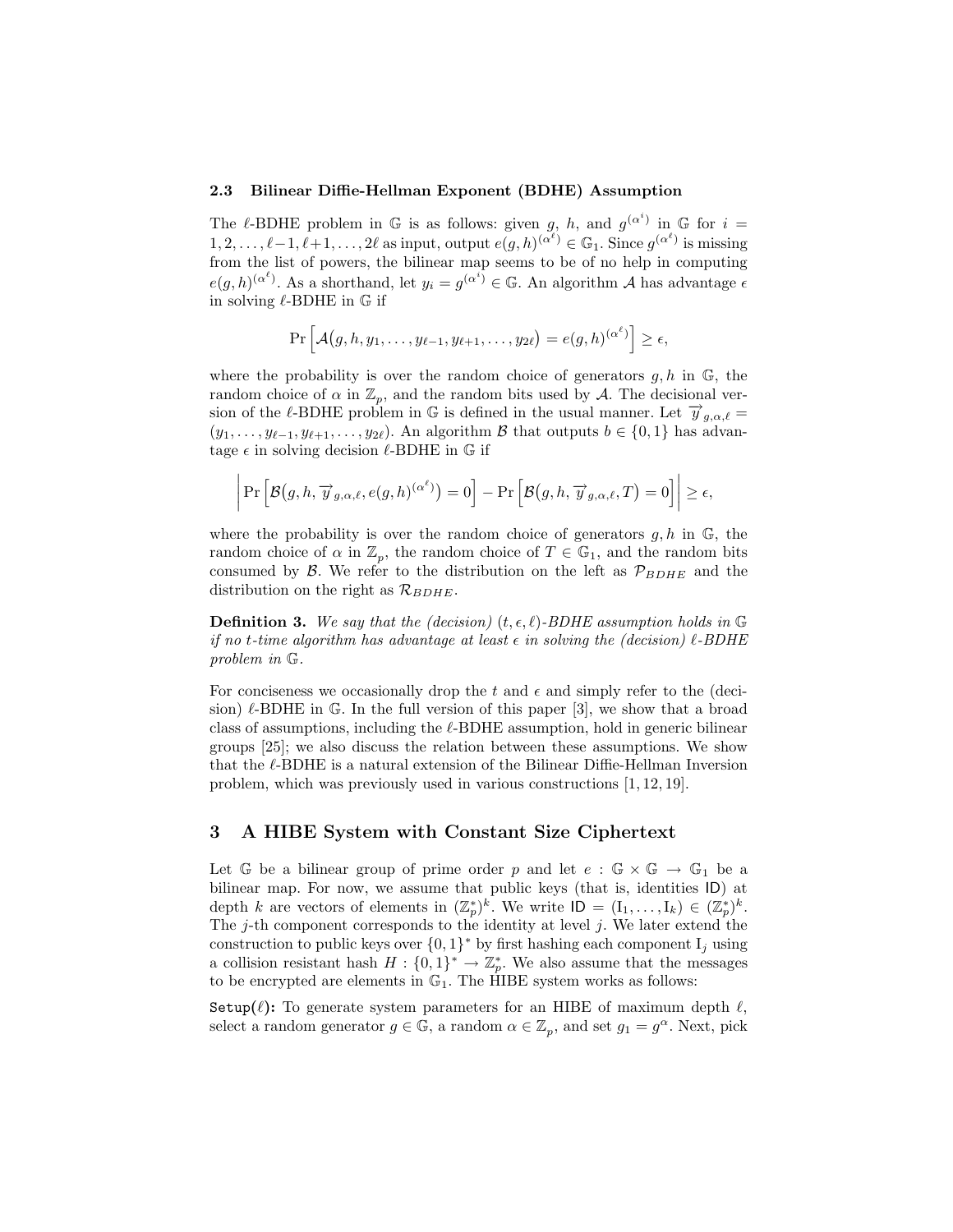### 2.3 Bilinear Diffie-Hellman Exponent (BDHE) Assumption

The $\ell$-BDHE problem in $\mathbb{G}$ is as follows: given $g$, $h$, and $g^{(\alpha^i)}$ in $\mathbb{G}$ for $i = 1, 2, \ldots, \ell-1, \ell+1, \ldots, 2\ell$ as input, output $e(g,h)^{(\alpha^\ell)} \in \mathbb{G}_1$. Since $g^{(\alpha^\ell)}$ is missing from the list of powers, the bilinear map seems to be of no help in computing $e(g,h)^{(\alpha^\ell)}$. As a shorthand, let $y_i = g^{(\alpha^i)} \in \mathbb{G}$. An algorithm $\mathcal{A}$ has advantage $\epsilon$ in solving $\ell$-BDHE in $\mathbb{G}$ if

$$\Pr\Big[\mathcal{A}\big(g, h, y_1, \ldots, y_{\ell-1}, y_{\ell+1}, \ldots, y_{2\ell}\big) = e(g,h)^{(\alpha^\ell)}\Big] \geq \epsilon,$$

where the probability is over the random choice of generators $g, h$ in $\mathbb{G}$, the random choice of $\alpha$ in $\mathbb{Z}_p$, and the random bits used by $\mathcal{A}$. The decisional version of the $\ell$-BDHE problem in $\mathbb{G}$ is defined in the usual manner. Let $\overrightarrow{y}_{g,\alpha,\ell} = (y_1, \ldots, y_{\ell-1}, y_{\ell+1}, \ldots, y_{2\ell})$. An algorithm $\mathcal{B}$ that outputs $b \in \{0,1\}$ has advantage $\epsilon$ in solving decision $\ell$-BDHE in $\mathbb{G}$ if

$$\left|\Pr\Big[\mathcal{B}\big(g, h, \overrightarrow{y}_{g,\alpha,\ell}, e(g,h)^{(\alpha^\ell)}\big) = 0\Big] - \Pr\Big[\mathcal{B}\big(g, h, \overrightarrow{y}_{g,\alpha,\ell}, T\big) = 0\Big]\right| \geq \epsilon,$$

where the probability is over the random choice of generators $g, h$ in $\mathbb{G}$, the random choice of $\alpha$ in $\mathbb{Z}_p$, the random choice of $T \in \mathbb{G}_1$, and the random bits consumed by $\mathcal{B}$. We refer to the distribution on the left as $\mathcal{P}_{BDHE}$ and the distribution on the right as $\mathcal{R}_{BDHE}$.

**Definition 3.** *We say that the (decision) $(t, \epsilon, \ell)$-BDHE assumption holds in $\mathbb{G}$ if no $t$-time algorithm has advantage at least $\epsilon$ in solving the (decision) $\ell$-BDHE problem in $\mathbb{G}$.*

For conciseness we occasionally drop the $t$ and $\epsilon$ and simply refer to the (decision) $\ell$-BDHE in $\mathbb{G}$. In the full version of this paper [3], we show that a broad class of assumptions, including the $\ell$-BDHE assumption, hold in generic bilinear groups [25]; we also discuss the relation between these assumptions. We show that the $\ell$-BDHE is a natural extension of the Bilinear Diffie-Hellman Inversion problem, which was previously used in various constructions [1, 12, 19].

## 3 A HIBE System with Constant Size Ciphertext

Let $\mathbb{G}$ be a bilinear group of prime order $p$ and let $e : \mathbb{G} \times \mathbb{G} \rightarrow \mathbb{G}_1$ be a bilinear map. For now, we assume that public keys (that is, identities $\mathsf{ID}$) at depth $k$ are vectors of elements in $(\mathbb{Z}_p^*)^k$. We write $\mathsf{ID} = (\mathrm{I}_1, \ldots, \mathrm{I}_k) \in (\mathbb{Z}_p^*)^k$. The $j$-th component corresponds to the identity at level $j$. We later extend the construction to public keys over $\{0,1\}^*$ by first hashing each component $\mathrm{I}_j$ using a collision resistant hash $H : \{0,1\}^* \rightarrow \mathbb{Z}_p^*$. We also assume that the messages to be encrypted are elements in $\mathbb{G}_1$. The HIBE system works as follows:

`Setup`($\ell$)**:** To generate system parameters for an HIBE of maximum depth $\ell$, select a random generator $g \in \mathbb{G}$, a random $\alpha \in \mathbb{Z}_p$, and set $g_1 = g^\alpha$. Next, pick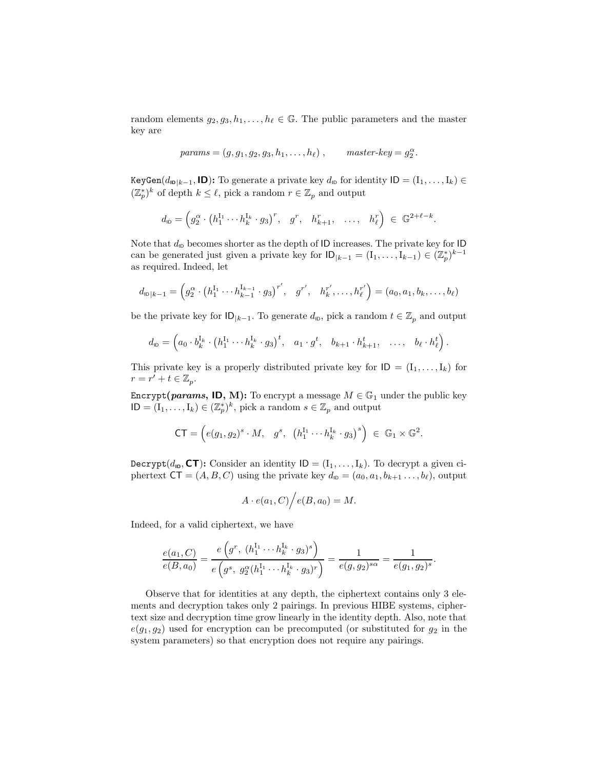random elements $g_2, g_3, h_1, \ldots, h_\ell \in \mathbb{G}$. The public parameters and the master key are

$$params = (g, g_1, g_2, g_3, h_1, \ldots, h_\ell), \qquad master\text{-}key = g_2^\alpha.$$

$\texttt{KeyGen}(d_{\mathsf{ID}|k-1}, \mathsf{ID})$**:** To generate a private key $d_{\mathsf{ID}}$ for identity $\mathsf{ID} = (\mathrm{I}_1, \ldots, \mathrm{I}_k) \in (\mathbb{Z}_p^*)^k$ of depth $k \le \ell$, pick a random $r \in \mathbb{Z}_p$ and output

$$d_{\mathsf{ID}} = \left( g_2^\alpha \cdot \left( h_1^{\mathrm{I}_1} \cdots h_k^{\mathrm{I}_k} \cdot g_3 \right)^r, \quad g^r, \quad h_{k+1}^r, \quad \ldots, \quad h_\ell^r \right) \in \mathbb{G}^{2+\ell-k}.$$

Note that $d_{\mathsf{ID}}$ becomes shorter as the depth of $\mathsf{ID}$ increases. The private key for $\mathsf{ID}$ can be generated just given a private key for $\mathsf{ID}_{|k-1} = (\mathrm{I}_1, \ldots, \mathrm{I}_{k-1}) \in (\mathbb{Z}_p^*)^{k-1}$ as required. Indeed, let

$$d_{\mathsf{ID}|k-1} = \left( g_2^\alpha \cdot \left( h_1^{\mathrm{I}_1} \cdots h_{k-1}^{\mathrm{I}_{k-1}} \cdot g_3 \right)^{r'}, \quad g^{r'}, \quad h_k^{r'}, \ldots, h_\ell^{r'} \right) = (a_0, a_1, b_k, \ldots, b_\ell)$$

be the private key for $\mathsf{ID}_{|k-1}$. To generate $d_{\mathsf{ID}}$, pick a random $t \in \mathbb{Z}_p$ and output

$$d_{\mathsf{ID}} = \left( a_0 \cdot b_k^{\mathrm{I}_k} \cdot \left( h_1^{\mathrm{I}_1} \cdots h_k^{\mathrm{I}_k} \cdot g_3 \right)^t, \quad a_1 \cdot g^t, \quad b_{k+1} \cdot h_{k+1}^t, \quad \ldots, \quad b_\ell \cdot h_\ell^t \right).$$

This private key is a properly distributed private key for $\mathsf{ID} = (\mathrm{I}_1, \ldots, \mathrm{I}_k)$ for $r = r' + t \in \mathbb{Z}_p$.

$\texttt{Encrypt}(\boldsymbol{params}, \mathsf{ID}, \mathrm{M})$**:** To encrypt a message $M \in \mathbb{G}_1$ under the public key $\mathsf{ID} = (\mathrm{I}_1, \ldots, \mathrm{I}_k) \in (\mathbb{Z}_p^*)^k$, pick a random $s \in \mathbb{Z}_p$ and output

$$\mathsf{CT} = \left( e(g_1, g_2)^s \cdot M, \quad g^s, \quad \left( h_1^{\mathrm{I}_1} \cdots h_k^{\mathrm{I}_k} \cdot g_3 \right)^s \right) \in \mathbb{G}_1 \times \mathbb{G}^2.$$

$\texttt{Decrypt}(d_{\mathsf{ID}}, \mathsf{CT})$**:** Consider an identity $\mathsf{ID} = (\mathrm{I}_1, \ldots, \mathrm{I}_k)$. To decrypt a given ciphertext $\mathsf{CT} = (A, B, C)$ using the private key $d_{\mathsf{ID}} = (a_0, a_1, b_{k+1} \ldots, b_\ell)$, output

$$A \cdot e(a_1, C) \big/ e(B, a_0) = M.$$

Indeed, for a valid ciphertext, we have

$$\frac{e(a_1, C)}{e(B, a_0)} = \frac{e\left(g^r, \ (h_1^{\mathrm{I}_1} \cdots h_k^{\mathrm{I}_k} \cdot g_3)^s\right)}{e\left(g^s, \ g_2^\alpha (h_1^{\mathrm{I}_1} \cdots h_k^{\mathrm{I}_k} \cdot g_3)^r\right)} = \frac{1}{e(g, g_2)^{s\alpha}} = \frac{1}{e(g_1, g_2)^s}.$$

Observe that for identities at any depth, the ciphertext contains only 3 elements and decryption takes only 2 pairings. In previous HIBE systems, ciphertext size and decryption time grow linearly in the identity depth. Also, note that $e(g_1, g_2)$ used for encryption can be precomputed (or substituted for $g_2$ in the system parameters) so that encryption does not require any pairings.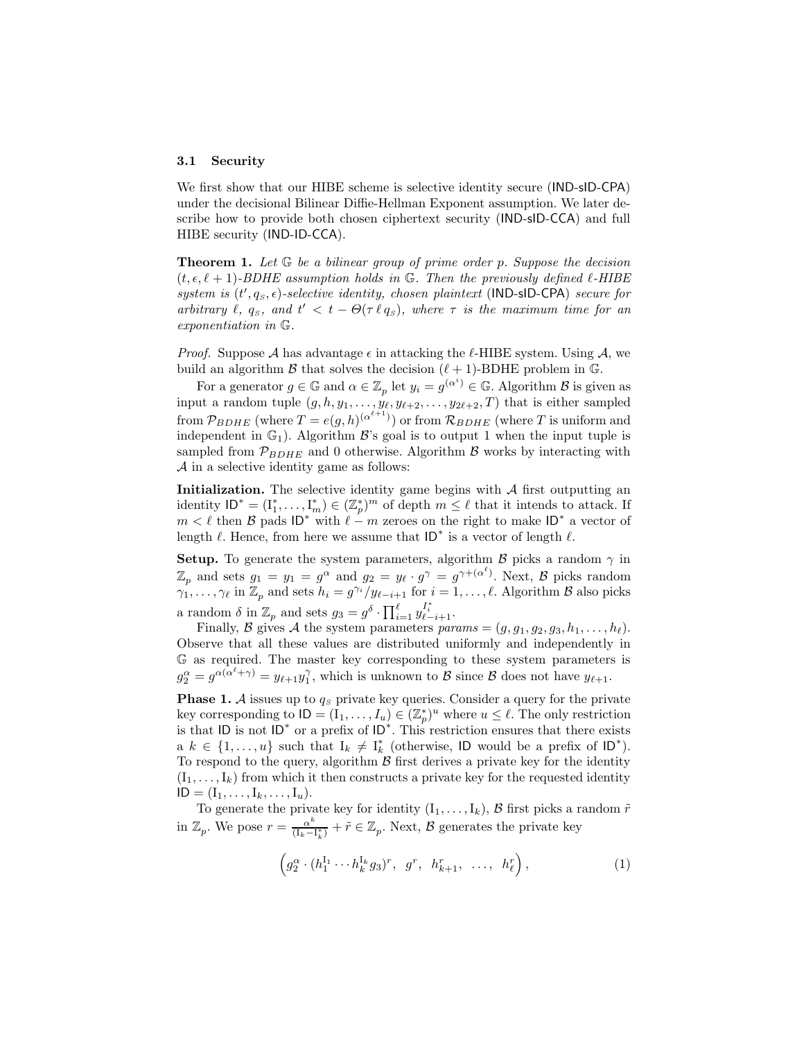### 3.1 Security

We first show that our HIBE scheme is selective identity secure (IND-sID-CPA) under the decisional Bilinear Diffie-Hellman Exponent assumption. We later describe how to provide both chosen ciphertext security (IND-sID-CCA) and full HIBE security (IND-ID-CCA).

**Theorem 1.** *Let $\mathbb{G}$ be a bilinear group of prime order $p$. Suppose the decision $(t, \epsilon, \ell+1)$-BDHE assumption holds in $\mathbb{G}$. Then the previously defined $\ell$-HIBE system is $(t', q_S, \epsilon)$-selective identity, chosen plaintext (IND-sID-CPA) secure for arbitrary $\ell$, $q_S$, and $t' < t - \Theta(\tau\,\ell\,q_S)$, where $\tau$ is the maximum time for an exponentiation in $\mathbb{G}$.*

*Proof.* Suppose $\mathcal{A}$ has advantage $\epsilon$ in attacking the $\ell$-HIBE system. Using $\mathcal{A}$, we build an algorithm $\mathcal{B}$ that solves the decision $(\ell+1)$-BDHE problem in $\mathbb{G}$.

For a generator $g \in \mathbb{G}$ and $\alpha \in \mathbb{Z}_p$ let $y_i = g^{(\alpha^i)} \in \mathbb{G}$. Algorithm $\mathcal{B}$ is given as input a random tuple $(g, h, y_1, \ldots, y_\ell, y_{\ell+2}, \ldots, y_{2\ell+2}, T)$ that is either sampled from $\mathcal{P}_{BDHE}$ (where $T = e(g,h)^{(\alpha^{\ell+1})}$) or from $\mathcal{R}_{BDHE}$ (where $T$ is uniform and independent in $\mathbb{G}_1$). Algorithm $\mathcal{B}$'s goal is to output 1 when the input tuple is sampled from $\mathcal{P}_{BDHE}$ and 0 otherwise. Algorithm $\mathcal{B}$ works by interacting with $\mathcal{A}$ in a selective identity game as follows:

**Initialization.** The selective identity game begins with $\mathcal{A}$ first outputting an identity $\mathsf{ID}^* = (\mathrm{I}_1^*, \ldots, \mathrm{I}_m^*) \in (\mathbb{Z}_p^*)^m$ of depth $m \leq \ell$ that it intends to attack. If $m < \ell$ then $\mathcal{B}$ pads $\mathsf{ID}^*$ with $\ell - m$ zeroes on the right to make $\mathsf{ID}^*$ a vector of length $\ell$. Hence, from here we assume that $\mathsf{ID}^*$ is a vector of length $\ell$.

**Setup.** To generate the system parameters, algorithm $\mathcal{B}$ picks a random $\gamma$ in $\mathbb{Z}_p$ and sets $g_1 = y_1 = g^\alpha$ and $g_2 = y_\ell \cdot g^\gamma = g^{\gamma + (\alpha^\ell)}$. Next, $\mathcal{B}$ picks random $\gamma_1, \ldots, \gamma_\ell$ in $\mathbb{Z}_p$ and sets $h_i = g^{\gamma_i}/y_{\ell-i+1}$ for $i = 1, \ldots, \ell$. Algorithm $\mathcal{B}$ also picks a random $\delta$ in $\mathbb{Z}_p$ and sets $g_3 = g^\delta \cdot \prod_{i=1}^{\ell} y_{\ell-i+1}^{I_i^*}$.

Finally, $\mathcal{B}$ gives $\mathcal{A}$ the system parameters $params = (g, g_1, g_2, g_3, h_1, \ldots, h_\ell)$. Observe that all these values are distributed uniformly and independently in $\mathbb{G}$ as required. The master key corresponding to these system parameters is $g_2^\alpha = g^{\alpha(\alpha^\ell + \gamma)} = y_{\ell+1} y_1^\gamma$, which is unknown to $\mathcal{B}$ since $\mathcal{B}$ does not have $y_{\ell+1}$.

**Phase 1.** $\mathcal{A}$ issues up to $q_S$ private key queries. Consider a query for the private key corresponding to $\mathsf{ID} = (\mathrm{I}_1, \ldots, I_u) \in (\mathbb{Z}_p^*)^u$ where $u \leq \ell$. The only restriction is that $\mathsf{ID}$ is not $\mathsf{ID}^*$ or a prefix of $\mathsf{ID}^*$. This restriction ensures that there exists a $k \in \{1, \ldots, u\}$ such that $\mathrm{I}_k \neq \mathrm{I}_k^*$ (otherwise, $\mathsf{ID}$ would be a prefix of $\mathsf{ID}^*$). To respond to the query, algorithm $\mathcal{B}$ first derives a private key for the identity $(\mathrm{I}_1, \ldots, \mathrm{I}_k)$ from which it then constructs a private key for the requested identity $\mathsf{ID} = (\mathrm{I}_1, \ldots, \mathrm{I}_k, \ldots, \mathrm{I}_u)$.

To generate the private key for identity $(\mathrm{I}_1, \ldots, \mathrm{I}_k)$, $\mathcal{B}$ first picks a random $\tilde{r}$ in $\mathbb{Z}_p$. We pose $r = \frac{\alpha^k}{(\mathrm{I}_k - \mathrm{I}_k^*)} + \tilde{r} \in \mathbb{Z}_p$. Next, $\mathcal{B}$ generates the private key

$$\left(g_2^\alpha \cdot (h_1^{\mathrm{I}_1} \cdots h_k^{\mathrm{I}_k} g_3)^r,\ \ g^r,\ \ h_{k+1}^r,\ \ \ldots,\ \ h_\ell^r\right), \tag{1}$$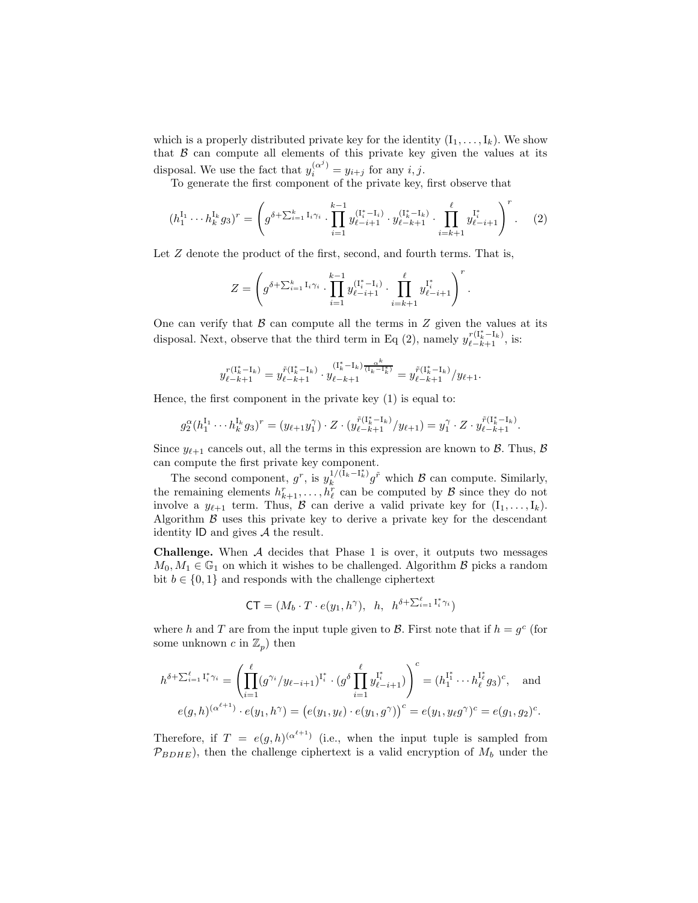which is a properly distributed private key for the identity $(\mathrm{I}_1, \ldots, \mathrm{I}_k)$. We show that $\mathcal{B}$ can compute all elements of this private key given the values at its disposal. We use the fact that $y_i^{(\alpha^j)} = y_{i+j}$ for any $i, j$.

To generate the first component of the private key, first observe that

$$(h_1^{\mathrm{I}_1} \cdots h_k^{\mathrm{I}_k} g_3)^r = \left( g^{\delta + \sum_{i=1}^k \mathrm{I}_i \gamma_i} \cdot \prod_{i=1}^{k-1} y_{\ell-i+1}^{(\mathrm{I}_i^* - \mathrm{I}_i)} \cdot y_{\ell-k+1}^{(\mathrm{I}_k^* - \mathrm{I}_k)} \cdot \prod_{i=k+1}^{\ell} y_{\ell-i+1}^{\mathrm{I}_i^*} \right)^r . \quad (2)$$

Let $Z$ denote the product of the first, second, and fourth terms. That is,

$$Z = \left( g^{\delta + \sum_{i=1}^k \mathrm{I}_i \gamma_i} \cdot \prod_{i=1}^{k-1} y_{\ell-i+1}^{(\mathrm{I}_i^* - \mathrm{I}_i)} \cdot \prod_{i=k+1}^{\ell} y_{\ell-i+1}^{\mathrm{I}_i^*} \right)^r .$$

One can verify that $\mathcal{B}$ can compute all the terms in $Z$ given the values at its disposal. Next, observe that the third term in Eq (2), namely $y_{\ell-k+1}^{r(\mathrm{I}_k^* - \mathrm{I}_k)}$, is:

$$y_{\ell-k+1}^{r(\mathrm{I}_k^* - \mathrm{I}_k)} = y_{\ell-k+1}^{\tilde{r}(\mathrm{I}_k^* - \mathrm{I}_k)} \cdot y_{\ell-k+1}^{(\mathrm{I}_k^* - \mathrm{I}_k)\frac{\alpha^k}{(\mathrm{I}_k - \mathrm{I}_k^*)}} = y_{\ell-k+1}^{\tilde{r}(\mathrm{I}_k^* - \mathrm{I}_k)} / y_{\ell+1}.$$

Hence, the first component in the private key (1) is equal to:

$$g_2^{\alpha} (h_1^{\mathrm{I}_1} \cdots h_k^{\mathrm{I}_k} g_3)^r = (y_{\ell+1} y_1^{\gamma}) \cdot Z \cdot (y_{\ell-k+1}^{\tilde{r}(\mathrm{I}_k^* - \mathrm{I}_k)} / y_{\ell+1}) = y_1^{\gamma} \cdot Z \cdot y_{\ell-k+1}^{\tilde{r}(\mathrm{I}_k^* - \mathrm{I}_k)}.$$

Since $y_{\ell+1}$ cancels out, all the terms in this expression are known to $\mathcal{B}$. Thus, $\mathcal{B}$ can compute the first private key component.

The second component, $g^r$, is $y_k^{1/(\mathrm{I}_k - \mathrm{I}_k^*)} g^{\tilde{r}}$ which $\mathcal{B}$ can compute. Similarly, the remaining elements $h_{k+1}^r, \ldots, h_\ell^r$ can be computed by $\mathcal{B}$ since they do not involve a $y_{\ell+1}$ term. Thus, $\mathcal{B}$ can derive a valid private key for $(\mathrm{I}_1, \ldots, \mathrm{I}_k)$. Algorithm $\mathcal{B}$ uses this private key to derive a private key for the descendant identity $\mathsf{ID}$ and gives $\mathcal{A}$ the result.

**Challenge.** When $\mathcal{A}$ decides that Phase 1 is over, it outputs two messages $M_0, M_1 \in \mathbb{G}_1$ on which it wishes to be challenged. Algorithm $\mathcal{B}$ picks a random bit $b \in \{0, 1\}$ and responds with the challenge ciphertext

$$\mathsf{CT} = (M_b \cdot T \cdot e(y_1, h^{\gamma}), \;\; h, \;\; h^{\delta + \sum_{i=1}^{\ell} \mathrm{I}_i^* \gamma_i})$$

where $h$ and $T$ are from the input tuple given to $\mathcal{B}$. First note that if $h = g^c$ (for some unknown $c$ in $\mathbb{Z}_p$) then

$$h^{\delta + \sum_{i=1}^{\ell} \mathrm{I}_i^* \gamma_i} = \left( \prod_{i=1}^{\ell} (g^{\gamma_i} / y_{\ell-i+1})^{\mathrm{I}_i^*} \cdot (g^{\delta} \prod_{i=1}^{\ell} y_{\ell-i+1}^{\mathrm{I}_i^*}) \right)^c = (h_1^{\mathrm{I}_1^*} \cdots h_\ell^{\mathrm{I}_\ell^*} g_3)^c, \quad \text{and}$$

$$e(g, h)^{(\alpha^{\ell+1})} \cdot e(y_1, h^{\gamma}) = \big( e(y_1, y_\ell) \cdot e(y_1, g^{\gamma}) \big)^c = e(y_1, y_\ell g^{\gamma})^c = e(g_1, g_2)^c.$$

Therefore, if $T = e(g, h)^{(\alpha^{\ell+1})}$ (i.e., when the input tuple is sampled from $\mathcal{P}_{BDHE}$), then the challenge ciphertext is a valid encryption of $M_b$ under the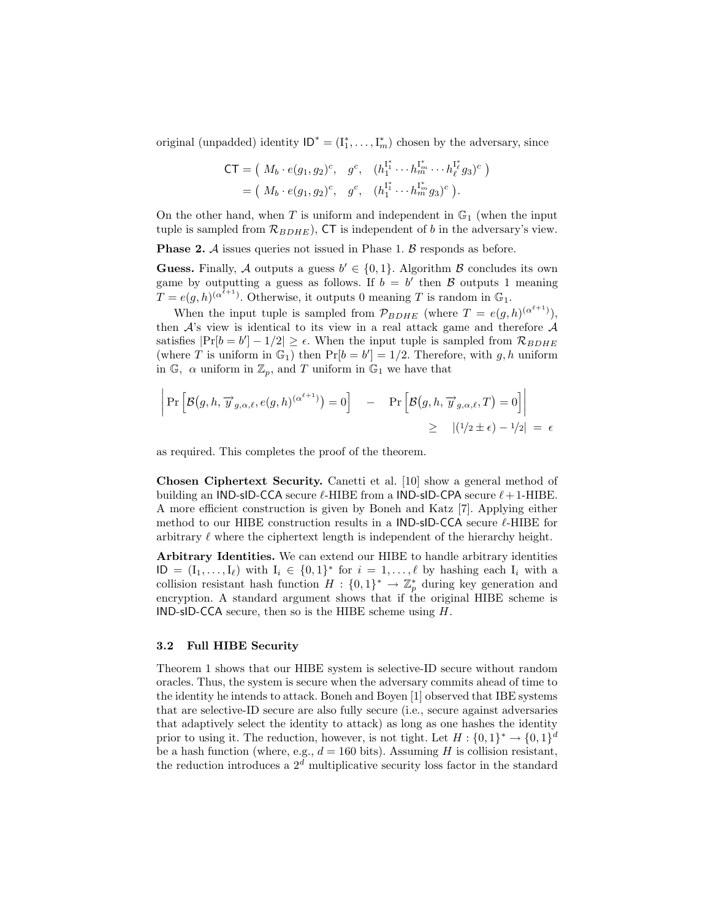original (unpadded) identity $\mathsf{ID}^* = (\mathrm{I}_1^*, \ldots, \mathrm{I}_m^*)$ chosen by the adversary, since

$$\begin{aligned}\mathsf{CT} &= \big(\ M_b \cdot e(g_1, g_2)^c, \quad g^c, \quad (h_1^{\mathrm{I}_1^*} \cdots h_m^{\mathrm{I}_m^*} \cdots h_\ell^{\mathrm{I}_\ell^*} g_3)^c\ \big) \\ &= \big(\ M_b \cdot e(g_1, g_2)^c, \quad g^c, \quad (h_1^{\mathrm{I}_1^*} \cdots h_m^{\mathrm{I}_m^*} g_3)^c\ \big).\end{aligned}$$

On the other hand, when $T$ is uniform and independent in $\mathbb{G}_1$ (when the input tuple is sampled from $\mathcal{R}_{BDHE}$), $\mathsf{CT}$ is independent of $b$ in the adversary's view.

**Phase 2.** $\mathcal{A}$ issues queries not issued in Phase 1. $\mathcal{B}$ responds as before.

**Guess.** Finally, $\mathcal{A}$ outputs a guess $b' \in \{0, 1\}$. Algorithm $\mathcal{B}$ concludes its own game by outputting a guess as follows. If $b = b'$ then $\mathcal{B}$ outputs 1 meaning $T = e(g, h)^{(\alpha^{\ell+1})}$. Otherwise, it outputs 0 meaning $T$ is random in $\mathbb{G}_1$.

When the input tuple is sampled from $\mathcal{P}_{BDHE}$ (where $T = e(g, h)^{(\alpha^{\ell+1})}$), then $\mathcal{A}$'s view is identical to its view in a real attack game and therefore $\mathcal{A}$ satisfies $|\Pr[b = b'] - 1/2| \geq \epsilon$. When the input tuple is sampled from $\mathcal{R}_{BDHE}$ (where $T$ is uniform in $\mathbb{G}_1$) then $\Pr[b = b'] = 1/2$. Therefore, with $g, h$ uniform in $\mathbb{G}$, $\alpha$ uniform in $\mathbb{Z}_p$, and $T$ uniform in $\mathbb{G}_1$ we have that

$$\left| \Pr\left[\mathcal{B}\big(g, h, \overrightarrow{y}_{g,\alpha,\ell}, e(g, h)^{(\alpha^{\ell+1})}\big) = 0\right] \quad - \quad \Pr\left[\mathcal{B}\big(g, h, \overrightarrow{y}_{g,\alpha,\ell}, T\big) = 0\right] \right| \geq \quad |(1/2 \pm \epsilon) - 1/2| \ = \ \epsilon$$

as required. This completes the proof of the theorem.

**Chosen Ciphertext Security.** Canetti et al. [10] show a general method of building an IND-sID-CCA secure $\ell$-HIBE from a IND-sID-CPA secure $\ell+1$-HIBE. A more efficient construction is given by Boneh and Katz [7]. Applying either method to our HIBE construction results in a IND-sID-CCA secure $\ell$-HIBE for arbitrary $\ell$ where the ciphertext length is independent of the hierarchy height.

**Arbitrary Identities.** We can extend our HIBE to handle arbitrary identities $\mathsf{ID} = (\mathrm{I}_1, \ldots, \mathrm{I}_\ell)$ with $\mathrm{I}_i \in \{0, 1\}^*$ for $i = 1, \ldots, \ell$ by hashing each $\mathrm{I}_i$ with a collision resistant hash function $H : \{0, 1\}^* \to \mathbb{Z}_p^*$ during key generation and encryption. A standard argument shows that if the original HIBE scheme is IND-sID-CCA secure, then so is the HIBE scheme using $H$.

### 3.2 Full HIBE Security

Theorem 1 shows that our HIBE system is selective-ID secure without random oracles. Thus, the system is secure when the adversary commits ahead of time to the identity he intends to attack. Boneh and Boyen [1] observed that IBE systems that are selective-ID secure are also fully secure (i.e., secure against adversaries that adaptively select the identity to attack) as long as one hashes the identity prior to using it. The reduction, however, is not tight. Let $H : \{0, 1\}^* \to \{0, 1\}^d$ be a hash function (where, e.g., $d = 160$ bits). Assuming $H$ is collision resistant, the reduction introduces a $2^d$ multiplicative security loss factor in the standard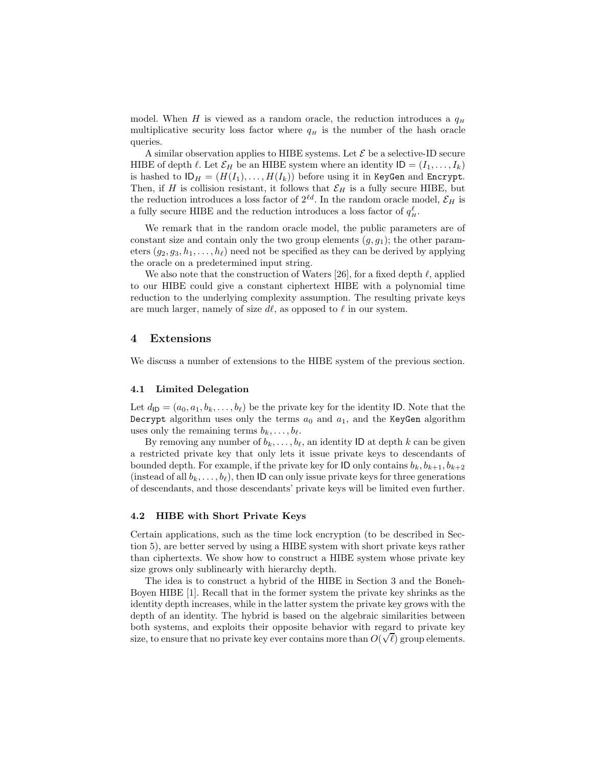model. When $H$ is viewed as a random oracle, the reduction introduces a $q_H$ multiplicative security loss factor where $q_H$ is the number of the hash oracle queries.

A similar observation applies to HIBE systems. Let $\mathcal{E}$ be a selective-ID secure HIBE of depth $\ell$. Let $\mathcal{E}_H$ be an HIBE system where an identity $\mathsf{ID} = (I_1, \ldots, I_k)$ is hashed to $\mathsf{ID}_H = (H(I_1), \ldots, H(I_k))$ before using it in `KeyGen` and `Encrypt`. Then, if $H$ is collision resistant, it follows that $\mathcal{E}_H$ is a fully secure HIBE, but the reduction introduces a loss factor of $2^{\ell d}$. In the random oracle model, $\mathcal{E}_H$ is a fully secure HIBE and the reduction introduces a loss factor of $q_H^{\ell}$.

We remark that in the random oracle model, the public parameters are of constant size and contain only the two group elements $(g, g_1)$; the other parameters $(g_2, g_3, h_1, \ldots, h_\ell)$ need not be specified as they can be derived by applying the oracle on a predetermined input string.

We also note that the construction of Waters [26], for a fixed depth $\ell$, applied to our HIBE could give a constant ciphertext HIBE with a polynomial time reduction to the underlying complexity assumption. The resulting private keys are much larger, namely of size $d\ell$, as opposed to $\ell$ in our system.

## 4 Extensions

We discuss a number of extensions to the HIBE system of the previous section.

### 4.1 Limited Delegation

Let $d_{\mathsf{ID}} = (a_0, a_1, b_k, \ldots, b_\ell)$ be the private key for the identity $\mathsf{ID}$. Note that the `Decrypt` algorithm uses only the terms $a_0$ and $a_1$, and the `KeyGen` algorithm uses only the remaining terms $b_k, \ldots, b_\ell$.

By removing any number of $b_k, \ldots, b_\ell$, an identity $\mathsf{ID}$ at depth $k$ can be given a restricted private key that only lets it issue private keys to descendants of bounded depth. For example, if the private key for $\mathsf{ID}$ only contains $b_k, b_{k+1}, b_{k+2}$ (instead of all $b_k, \ldots, b_\ell$), then $\mathsf{ID}$ can only issue private keys for three generations of descendants, and those descendants' private keys will be limited even further.

### 4.2 HIBE with Short Private Keys

Certain applications, such as the time lock encryption (to be described in Section 5), are better served by using a HIBE system with short private keys rather than ciphertexts. We show how to construct a HIBE system whose private key size grows only sublinearly with hierarchy depth.

The idea is to construct a hybrid of the HIBE in Section 3 and the Boneh-Boyen HIBE [1]. Recall that in the former system the private key shrinks as the identity depth increases, while in the latter system the private key grows with the depth of an identity. The hybrid is based on the algebraic similarities between both systems, and exploits their opposite behavior with regard to private key size, to ensure that no private key ever contains more than $O(\sqrt{\ell})$ group elements.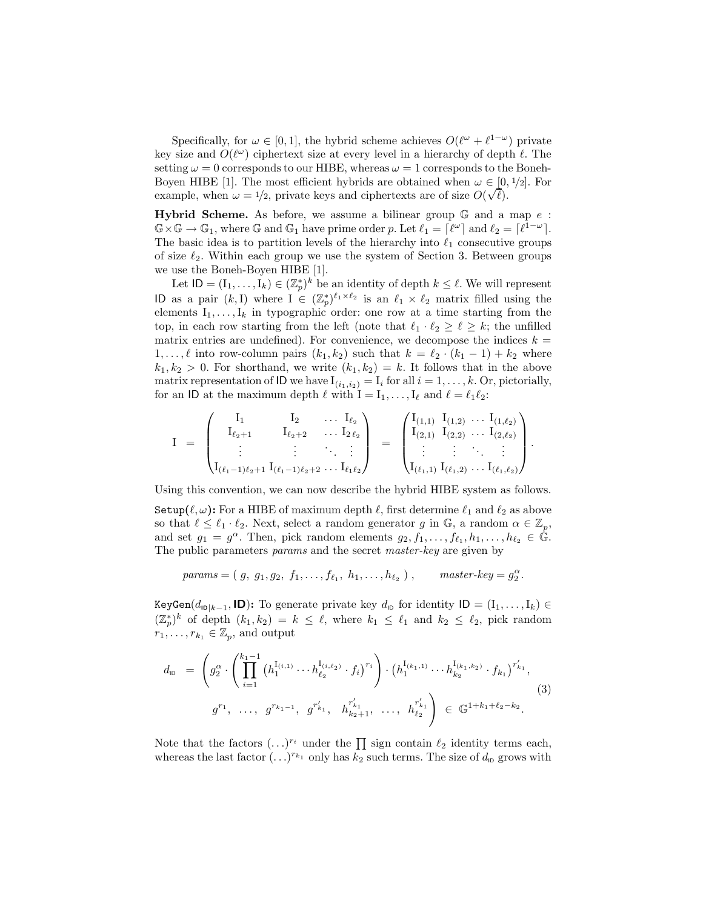Specifically, for $\omega \in [0,1]$, the hybrid scheme achieves $O(\ell^{\omega} + \ell^{1-\omega})$ private key size and $O(\ell^{\omega})$ ciphertext size at every level in a hierarchy of depth $\ell$. The setting $\omega = 0$ corresponds to our HIBE, whereas $\omega = 1$ corresponds to the Boneh-Boyen HIBE [1]. The most efficient hybrids are obtained when $\omega \in [0, 1/2]$. For example, when $\omega = 1/2$, private keys and ciphertexts are of size $O(\sqrt{\ell})$.

**Hybrid Scheme.** As before, we assume a bilinear group $\mathbb{G}$ and a map $e : \mathbb{G} \times \mathbb{G} \to \mathbb{G}_1$, where $\mathbb{G}$ and $\mathbb{G}_1$ have prime order $p$. Let $\ell_1 = \lceil \ell^{\omega} \rceil$ and $\ell_2 = \lceil \ell^{1-\omega} \rceil$. The basic idea is to partition levels of the hierarchy into $\ell_1$ consecutive groups of size $\ell_2$. Within each group we use the system of Section 3. Between groups we use the Boneh-Boyen HIBE [1].

Let $\mathsf{ID} = (\mathrm{I}_1, \ldots, \mathrm{I}_k) \in (\mathbb{Z}_p^*)^k$ be an identity of depth $k \le \ell$. We will represent $\mathsf{ID}$ as a pair $(k, \mathrm{I})$ where $\mathrm{I} \in (\mathbb{Z}_p^*)^{\ell_1 \times \ell_2}$ is an $\ell_1 \times \ell_2$ matrix filled using the elements $\mathrm{I}_1, \ldots, \mathrm{I}_k$ in typographic order: one row at a time starting from the top, in each row starting from the left (note that $\ell_1 \cdot \ell_2 \ge \ell \ge k$; the unfilled matrix entries are undefined). For convenience, we decompose the indices $k = 1, \ldots, \ell$ into row-column pairs $(k_1, k_2)$ such that $k = \ell_2 \cdot (k_1 - 1) + k_2$ where $k_1, k_2 > 0$. For shorthand, we write $(k_1, k_2) = k$. It follows that in the above matrix representation of $\mathsf{ID}$ we have $\mathrm{I}_{(i_1, i_2)} = \mathrm{I}_i$ for all $i = 1, \ldots, k$. Or, pictorially, for an $\mathsf{ID}$ at the maximum depth $\ell$ with $\mathrm{I} = \mathrm{I}_1, \ldots, \mathrm{I}_\ell$ and $\ell = \ell_1 \ell_2$:

$$\mathrm{I} \;=\; \begin{pmatrix} \mathrm{I}_1 & \mathrm{I}_2 & \ldots & \mathrm{I}_{\ell_2} \\ \mathrm{I}_{\ell_2+1} & \mathrm{I}_{\ell_2+2} & \ldots & \mathrm{I}_{2\,\ell_2} \\ \vdots & \vdots & \ddots & \vdots \\ \mathrm{I}_{(\ell_1-1)\ell_2+1} & \mathrm{I}_{(\ell_1-1)\ell_2+2} & \ldots & \mathrm{I}_{\ell_1 \ell_2} \end{pmatrix} \;=\; \begin{pmatrix} \mathrm{I}_{(1,1)} & \mathrm{I}_{(1,2)} & \ldots & \mathrm{I}_{(1,\ell_2)} \\ \mathrm{I}_{(2,1)} & \mathrm{I}_{(2,2)} & \ldots & \mathrm{I}_{(2,\ell_2)} \\ \vdots & \vdots & \ddots & \vdots \\ \mathrm{I}_{(\ell_1,1)} & \mathrm{I}_{(\ell_1,2)} & \ldots & \mathrm{I}_{(\ell_1,\ell_2)} \end{pmatrix}.$$

Using this convention, we can now describe the hybrid HIBE system as follows.

$\mathtt{Setup}(\ell, \omega)$**:** For a HIBE of maximum depth $\ell$, first determine $\ell_1$ and $\ell_2$ as above so that $\ell \le \ell_1 \cdot \ell_2$. Next, select a random generator $g$ in $\mathbb{G}$, a random $\alpha \in \mathbb{Z}_p$, and set $g_1 = g^{\alpha}$. Then, pick random elements $g_2, f_1, \ldots, f_{\ell_1}, h_1, \ldots, h_{\ell_2} \in \mathbb{G}$. The public parameters *params* and the secret *master-key* are given by

$$params = (\, g,\ g_1, g_2,\ f_1, \ldots, f_{\ell_1},\ h_1, \ldots, h_{\ell_2}\,)\,, \qquad master\text{-}key = g_2^{\alpha}.$$

$\mathtt{KeyGen}(d_{\mathsf{ID}|k-1}, \mathsf{ID})$**:** To generate private key $d_{\mathsf{ID}}$ for identity $\mathsf{ID} = (\mathrm{I}_1, \ldots, \mathrm{I}_k) \in (\mathbb{Z}_p^*)^k$ of depth $(k_1, k_2) = k \le \ell$, where $k_1 \le \ell_1$ and $k_2 \le \ell_2$, pick random $r_1, \ldots, r_{k_1} \in \mathbb{Z}_p$, and output

$$d_{\mathsf{ID}} \;=\; \Bigg( g_2^{\alpha} \cdot \left( \prod_{i=1}^{k_1-1} \left( h_1^{\mathrm{I}_{(i,1)}} \cdots h_{\ell_2}^{\mathrm{I}_{(i,\ell_2)}} \cdot f_i \right)^{r_i} \right) \cdot \left( h_1^{\mathrm{I}_{(k_1,1)}} \cdots h_{k_2}^{\mathrm{I}_{(k_1,k_2)}} \cdot f_{k_1} \right)^{r'_{k_1}}, \tag{3}$$
$$g^{r_1},\ \ldots,\ g^{r_{k_1-1}},\ g^{r'_{k_1}},\ h_{k_2+1}^{r'_{k_1}},\ \ldots,\ h_{\ell_2}^{r'_{k_1}} \Bigg) \;\in\; \mathbb{G}^{1+k_1+\ell_2-k_2}.$$

Note that the factors $(\ldots)^{r_i}$ under the $\prod$ sign contain $\ell_2$ identity terms each, whereas the last factor $(\ldots)^{r_{k_1}}$ only has $k_2$ such terms. The size of $d_{\mathsf{ID}}$ grows with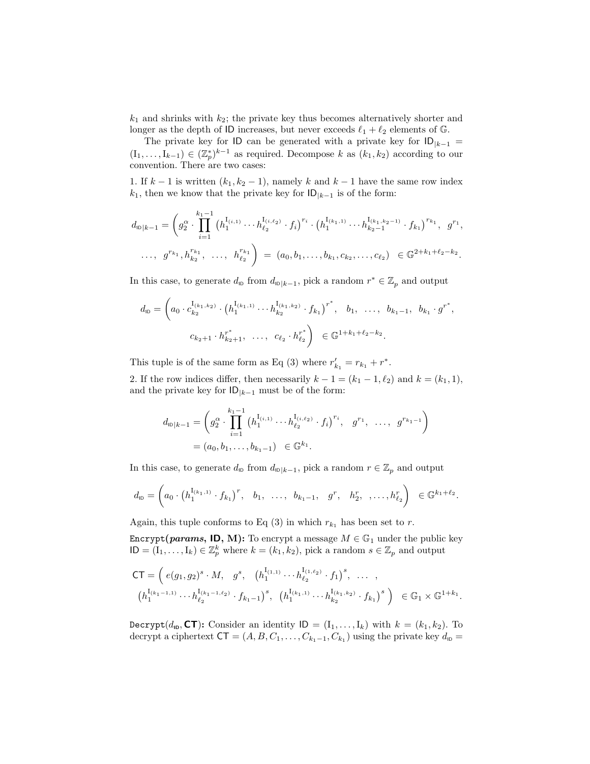$k_1$ and shrinks with $k_2$; the private key thus becomes alternatively shorter and longer as the depth of $\mathsf{ID}$ increases, but never exceeds $\ell_1 + \ell_2$ elements of $\mathbb{G}$.

The private key for $\mathsf{ID}$ can be generated with a private key for $\mathsf{ID}_{|k-1} = (\mathrm{I}_1, \ldots, \mathrm{I}_{k-1}) \in (\mathbb{Z}_p^*)^{k-1}$ as required. Decompose $k$ as $(k_1, k_2)$ according to our convention. There are two cases:

1. If $k-1$ is written $(k_1, k_2 - 1)$, namely $k$ and $k-1$ have the same row index $k_1$, then we know that the private key for $\mathsf{ID}_{|k-1}$ is of the form:

$$d_{\mathsf{ID}|k-1} = \Bigg( g_2^{\alpha} \cdot \prod_{i=1}^{k_1-1} \big(h_1^{\mathrm{I}_{(i,1)}} \cdots h_{\ell_2}^{\mathrm{I}_{(i,\ell_2)}} \cdot f_i\big)^{r_i} \cdot \big(h_1^{\mathrm{I}_{(k_1,1)}} \cdots h_{k_2-1}^{\mathrm{I}_{(k_1,k_2-1)}} \cdot f_{k_1}\big)^{r_{k_1}}, \;\; g^{r_1},$$

$$\ldots, \;\; g^{r_{k_1}}, h_{k_2}^{r_{k_1}}, \;\; \ldots, \;\; h_{\ell_2}^{r_{k_1}} \Bigg) \; = \; (a_0, b_1, \ldots, b_{k_1}, c_{k_2}, \ldots, c_{\ell_2}) \;\; \in \mathbb{G}^{2+k_1+\ell_2-k_2}.$$

In this case, to generate $d_{\mathsf{ID}}$ from $d_{\mathsf{ID}|k-1}$, pick a random $r^* \in \mathbb{Z}_p$ and output

$$d_{\mathsf{ID}} = \Bigg( a_0 \cdot c_{k_2}^{\mathrm{I}_{(k_1,k_2)}} \cdot \big(h_1^{\mathrm{I}_{(k_1,1)}} \cdots h_{k_2}^{\mathrm{I}_{(k_1,k_2)}} \cdot f_{k_1}\big)^{r^*}, \;\; b_1, \;\; \ldots, \;\; b_{k_1-1}, \;\; b_{k_1} \cdot g^{r^*},$$

$$c_{k_2+1} \cdot h_{k_2+1}^{r^*}, \;\; \ldots, \;\; c_{\ell_2} \cdot h_{\ell_2}^{r^*} \Bigg) \;\; \in \mathbb{G}^{1+k_1+\ell_2-k_2}.$$

This tuple is of the same form as Eq (3) where $r'_{k_1} = r_{k_1} + r^*$.

2. If the row indices differ, then necessarily $k-1 = (k_1 - 1, \ell_2)$ and $k = (k_1, 1)$, and the private key for $\mathsf{ID}_{|k-1}$ must be of the form:

$$\begin{aligned} d_{\mathsf{ID}|k-1} &= \Bigg( g_2^{\alpha} \cdot \prod_{i=1}^{k_1-1} \big(h_1^{\mathrm{I}_{(i,1)}} \cdots h_{\ell_2}^{\mathrm{I}_{(i,\ell_2)}} \cdot f_i\big)^{r_i}, \;\; g^{r_1}, \;\; \ldots, \;\; g^{r_{k_1-1}} \Bigg) \\ &= (a_0, b_1, \ldots, b_{k_1-1}) \;\; \in \mathbb{G}^{k_1}. \end{aligned}$$

In this case, to generate $d_{\mathsf{ID}}$ from $d_{\mathsf{ID}|k-1}$, pick a random $r \in \mathbb{Z}_p$ and output

$$d_{\mathsf{ID}} = \Bigg( a_0 \cdot \big(h_1^{\mathrm{I}_{(k_1,1)}} \cdot f_{k_1}\big)^{r}, \;\; b_1, \;\; \ldots, \;\; b_{k_1-1}, \;\; g^r, \;\; h_2^r, \;\; , \ldots, h_{\ell_2}^r \Bigg) \;\; \in \mathbb{G}^{k_1+\ell_2}.$$

Again, this tuple conforms to Eq (3) in which $r_{k_1}$ has been set to $r$.

**`Encrypt`(*params*, ID, M):** To encrypt a message $M \in \mathbb{G}_1$ under the public key $\mathsf{ID} = (\mathrm{I}_1, \ldots, \mathrm{I}_k) \in \mathbb{Z}_p^k$ where $k = (k_1, k_2)$, pick a random $s \in \mathbb{Z}_p$ and output

$$\mathsf{CT} = \Big( \, e(g_1, g_2)^s \cdot M, \;\; g^s, \;\; \big(h_1^{\mathrm{I}_{(1,1)}} \cdots h_{\ell_2}^{\mathrm{I}_{(1,\ell_2)}} \cdot f_1\big)^s, \;\; \ldots \;\; ,$$

$$\big(h_1^{\mathrm{I}_{(k_1-1,1)}} \cdots h_{\ell_2}^{\mathrm{I}_{(k_1-1,\ell_2)}} \cdot f_{k_1-1}\big)^s, \;\; \big(h_1^{\mathrm{I}_{(k_1,1)}} \cdots h_{k_2}^{\mathrm{I}_{(k_1,k_2)}} \cdot f_{k_1}\big)^s \; \Big) \;\; \in \mathbb{G}_1 \times \mathbb{G}^{1+k_1}.$$

**`Decrypt`($d_{\mathsf{ID}}, \mathsf{CT}$):** Consider an identity $\mathsf{ID} = (\mathrm{I}_1, \ldots, \mathrm{I}_k)$ with $k = (k_1, k_2)$. To decrypt a ciphertext $\mathsf{CT} = (A, B, C_1, \ldots, C_{k_1-1}, C_{k_1})$ using the private key $d_{\mathsf{ID}} =$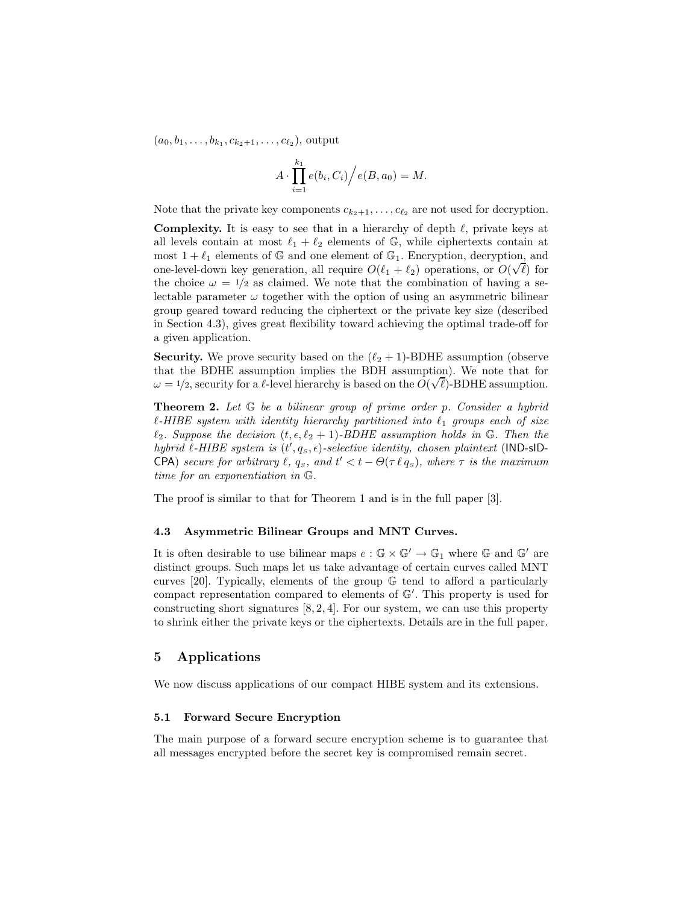$(a_0, b_1, \ldots, b_{k_1}, c_{k_2+1}, \ldots, c_{\ell_2})$, output

$$A \cdot \prod_{i=1}^{k_1} e(b_i, C_i) \Big/ e(B, a_0) = M.$$

Note that the private key components $c_{k_2+1}, \ldots, c_{\ell_2}$ are not used for decryption.

**Complexity.** It is easy to see that in a hierarchy of depth $\ell$, private keys at all levels contain at most $\ell_1 + \ell_2$ elements of $\mathbb{G}$, while ciphertexts contain at most $1 + \ell_1$ elements of $\mathbb{G}$ and one element of $\mathbb{G}_1$. Encryption, decryption, and one-level-down key generation, all require $O(\ell_1 + \ell_2)$ operations, or $O(\sqrt{\ell})$ for the choice $\omega = 1/2$ as claimed. We note that the combination of having a selectable parameter $\omega$ together with the option of using an asymmetric bilinear group geared toward reducing the ciphertext or the private key size (described in Section 4.3), gives great flexibility toward achieving the optimal trade-off for a given application.

**Security.** We prove security based on the $(\ell_2 + 1)$-BDHE assumption (observe that the BDHE assumption implies the BDH assumption). We note that for $\omega = 1/2$, security for a $\ell$-level hierarchy is based on the $O(\sqrt{\ell})$-BDHE assumption.

**Theorem 2.** *Let $\mathbb{G}$ be a bilinear group of prime order $p$. Consider a hybrid $\ell$-HIBE system with identity hierarchy partitioned into $\ell_1$ groups each of size $\ell_2$. Suppose the decision $(t, \epsilon, \ell_2 + 1)$-BDHE assumption holds in $\mathbb{G}$. Then the hybrid $\ell$-HIBE system is $(t', q_S, \epsilon)$-selective identity, chosen plaintext* (IND-sID-CPA) *secure for arbitrary $\ell$, $q_S$, and $t' < t - \Theta(\tau \, \ell \, q_S)$, where $\tau$ is the maximum time for an exponentiation in $\mathbb{G}$.*

The proof is similar to that for Theorem 1 and is in the full paper [3].

### 4.3 Asymmetric Bilinear Groups and MNT Curves.

It is often desirable to use bilinear maps $e : \mathbb{G} \times \mathbb{G}' \to \mathbb{G}_1$ where $\mathbb{G}$ and $\mathbb{G}'$ are distinct groups. Such maps let us take advantage of certain curves called MNT curves [20]. Typically, elements of the group $\mathbb{G}$ tend to afford a particularly compact representation compared to elements of $\mathbb{G}'$. This property is used for constructing short signatures [8, 2, 4]. For our system, we can use this property to shrink either the private keys or the ciphertexts. Details are in the full paper.

## 5 Applications

We now discuss applications of our compact HIBE system and its extensions.

### 5.1 Forward Secure Encryption

The main purpose of a forward secure encryption scheme is to guarantee that all messages encrypted before the secret key is compromised remain secret.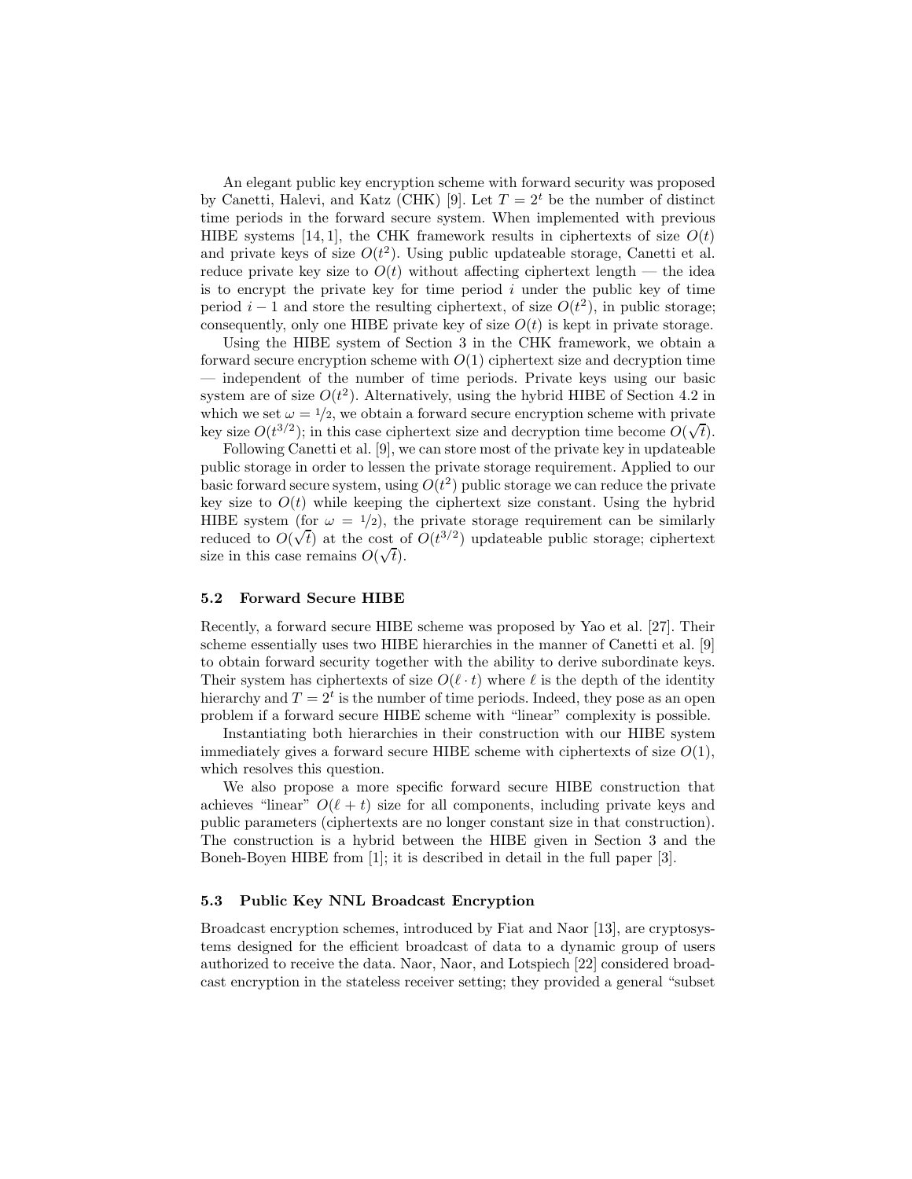An elegant public key encryption scheme with forward security was proposed by Canetti, Halevi, and Katz (CHK) [9]. Let $T = 2^t$ be the number of distinct time periods in the forward secure system. When implemented with previous HIBE systems [14, 1], the CHK framework results in ciphertexts of size $O(t)$ and private keys of size $O(t^2)$. Using public updateable storage, Canetti et al. reduce private key size to $O(t)$ without affecting ciphertext length — the idea is to encrypt the private key for time period $i$ under the public key of time period $i-1$ and store the resulting ciphertext, of size $O(t^2)$, in public storage; consequently, only one HIBE private key of size $O(t)$ is kept in private storage.

Using the HIBE system of Section 3 in the CHK framework, we obtain a forward secure encryption scheme with $O(1)$ ciphertext size and decryption time — independent of the number of time periods. Private keys using our basic system are of size $O(t^2)$. Alternatively, using the hybrid HIBE of Section 4.2 in which we set $\omega = 1/2$, we obtain a forward secure encryption scheme with private key size $O(t^{3/2})$; in this case ciphertext size and decryption time become $O(\sqrt{t})$.

Following Canetti et al. [9], we can store most of the private key in updateable public storage in order to lessen the private storage requirement. Applied to our basic forward secure system, using $O(t^2)$ public storage we can reduce the private key size to $O(t)$ while keeping the ciphertext size constant. Using the hybrid HIBE system (for $\omega = 1/2$), the private storage requirement can be similarly reduced to $O(\sqrt{t})$ at the cost of $O(t^{3/2})$ updateable public storage; ciphertext size in this case remains $O(\sqrt{t})$.

### 5.2 Forward Secure HIBE

Recently, a forward secure HIBE scheme was proposed by Yao et al. [27]. Their scheme essentially uses two HIBE hierarchies in the manner of Canetti et al. [9] to obtain forward security together with the ability to derive subordinate keys. Their system has ciphertexts of size $O(\ell \cdot t)$ where $\ell$ is the depth of the identity hierarchy and $T = 2^t$ is the number of time periods. Indeed, they pose as an open problem if a forward secure HIBE scheme with "linear" complexity is possible.

Instantiating both hierarchies in their construction with our HIBE system immediately gives a forward secure HIBE scheme with ciphertexts of size $O(1)$, which resolves this question.

We also propose a more specific forward secure HIBE construction that achieves "linear" $O(\ell + t)$ size for all components, including private keys and public parameters (ciphertexts are no longer constant size in that construction). The construction is a hybrid between the HIBE given in Section 3 and the Boneh-Boyen HIBE from [1]; it is described in detail in the full paper [3].

### 5.3 Public Key NNL Broadcast Encryption

Broadcast encryption schemes, introduced by Fiat and Naor [13], are cryptosystems designed for the efficient broadcast of data to a dynamic group of users authorized to receive the data. Naor, Naor, and Lotspiech [22] considered broadcast encryption in the stateless receiver setting; they provided a general "subset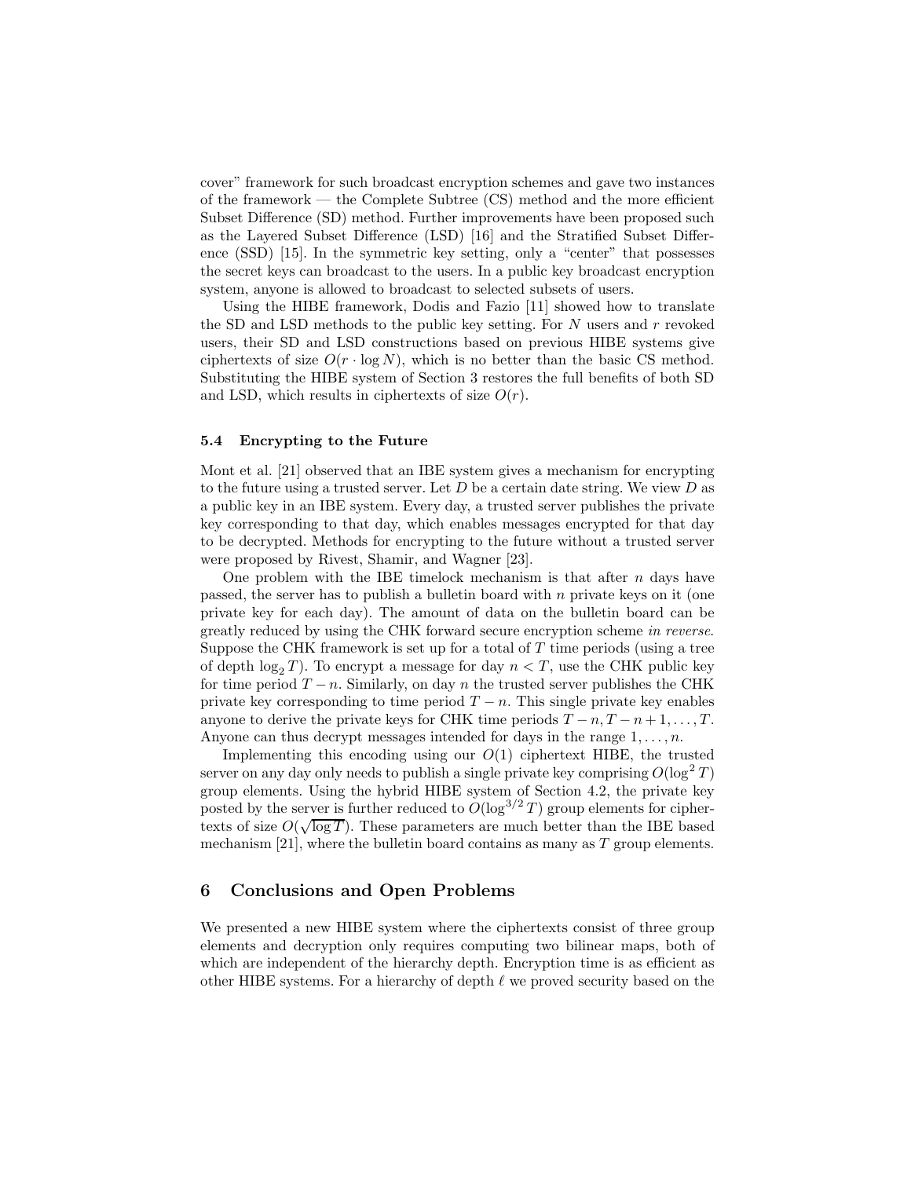cover" framework for such broadcast encryption schemes and gave two instances of the framework — the Complete Subtree (CS) method and the more efficient Subset Difference (SD) method. Further improvements have been proposed such as the Layered Subset Difference (LSD) [16] and the Stratified Subset Difference (SSD) [15]. In the symmetric key setting, only a "center" that possesses the secret keys can broadcast to the users. In a public key broadcast encryption system, anyone is allowed to broadcast to selected subsets of users.

Using the HIBE framework, Dodis and Fazio [11] showed how to translate the SD and LSD methods to the public key setting. For $N$ users and $r$ revoked users, their SD and LSD constructions based on previous HIBE systems give ciphertexts of size $O(r \cdot \log N)$, which is no better than the basic CS method. Substituting the HIBE system of Section 3 restores the full benefits of both SD and LSD, which results in ciphertexts of size $O(r)$.

### 5.4 Encrypting to the Future

Mont et al. [21] observed that an IBE system gives a mechanism for encrypting to the future using a trusted server. Let $D$ be a certain date string. We view $D$ as a public key in an IBE system. Every day, a trusted server publishes the private key corresponding to that day, which enables messages encrypted for that day to be decrypted. Methods for encrypting to the future without a trusted server were proposed by Rivest, Shamir, and Wagner [23].

One problem with the IBE timelock mechanism is that after $n$ days have passed, the server has to publish a bulletin board with $n$ private keys on it (one private key for each day). The amount of data on the bulletin board can be greatly reduced by using the CHK forward secure encryption scheme *in reverse*. Suppose the CHK framework is set up for a total of $T$ time periods (using a tree of depth $\log_2 T$). To encrypt a message for day $n < T$, use the CHK public key for time period $T - n$. Similarly, on day $n$ the trusted server publishes the CHK private key corresponding to time period $T - n$. This single private key enables anyone to derive the private keys for CHK time periods $T - n, T - n + 1, \ldots, T$. Anyone can thus decrypt messages intended for days in the range $1, \ldots, n$.

Implementing this encoding using our $O(1)$ ciphertext HIBE, the trusted server on any day only needs to publish a single private key comprising $O(\log^2 T)$ group elements. Using the hybrid HIBE system of Section 4.2, the private key posted by the server is further reduced to $O(\log^{3/2} T)$ group elements for ciphertexts of size $O(\sqrt{\log T})$. These parameters are much better than the IBE based mechanism [21], where the bulletin board contains as many as $T$ group elements.

## 6 Conclusions and Open Problems

We presented a new HIBE system where the ciphertexts consist of three group elements and decryption only requires computing two bilinear maps, both of which are independent of the hierarchy depth. Encryption time is as efficient as other HIBE systems. For a hierarchy of depth $\ell$ we proved security based on the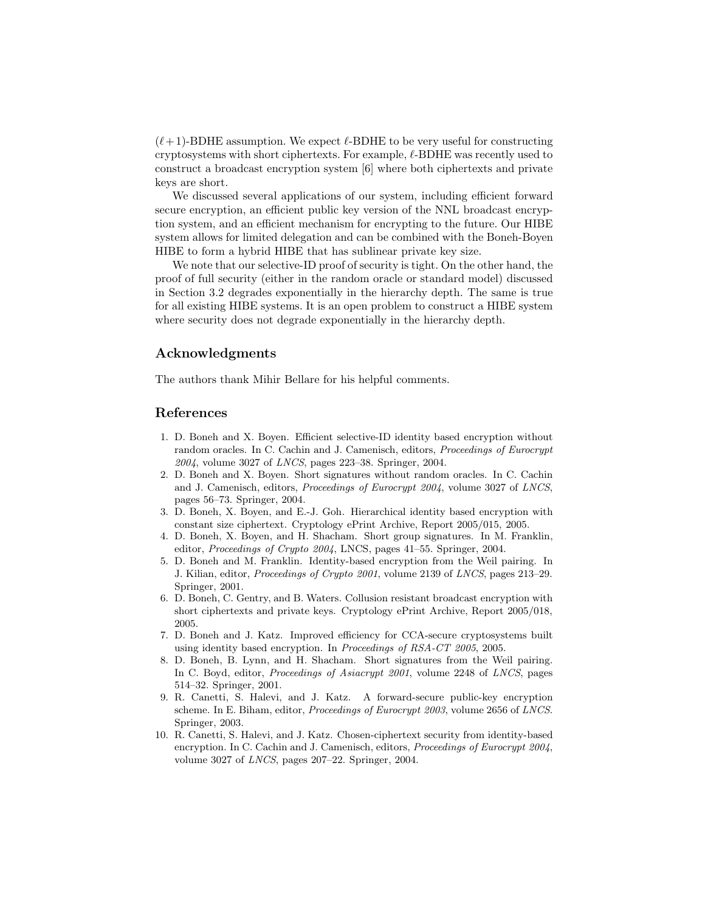$(\ell+1)$-BDHE assumption. We expect $\ell$-BDHE to be very useful for constructing cryptosystems with short ciphertexts. For example, $\ell$-BDHE was recently used to construct a broadcast encryption system [6] where both ciphertexts and private keys are short.

We discussed several applications of our system, including efficient forward secure encryption, an efficient public key version of the NNL broadcast encryption system, and an efficient mechanism for encrypting to the future. Our HIBE system allows for limited delegation and can be combined with the Boneh-Boyen HIBE to form a hybrid HIBE that has sublinear private key size.

We note that our selective-ID proof of security is tight. On the other hand, the proof of full security (either in the random oracle or standard model) discussed in Section 3.2 degrades exponentially in the hierarchy depth. The same is true for all existing HIBE systems. It is an open problem to construct a HIBE system where security does not degrade exponentially in the hierarchy depth.

## Acknowledgments

The authors thank Mihir Bellare for his helpful comments.

## References

1. D. Boneh and X. Boyen. Efficient selective-ID identity based encryption without random oracles. In C. Cachin and J. Camenisch, editors, *Proceedings of Eurocrypt 2004*, volume 3027 of *LNCS*, pages 223–38. Springer, 2004.
2. D. Boneh and X. Boyen. Short signatures without random oracles. In C. Cachin and J. Camenisch, editors, *Proceedings of Eurocrypt 2004*, volume 3027 of *LNCS*, pages 56–73. Springer, 2004.
3. D. Boneh, X. Boyen, and E.-J. Goh. Hierarchical identity based encryption with constant size ciphertext. Cryptology ePrint Archive, Report 2005/015, 2005.
4. D. Boneh, X. Boyen, and H. Shacham. Short group signatures. In M. Franklin, editor, *Proceedings of Crypto 2004*, LNCS, pages 41–55. Springer, 2004.
5. D. Boneh and M. Franklin. Identity-based encryption from the Weil pairing. In J. Kilian, editor, *Proceedings of Crypto 2001*, volume 2139 of *LNCS*, pages 213–29. Springer, 2001.
6. D. Boneh, C. Gentry, and B. Waters. Collusion resistant broadcast encryption with short ciphertexts and private keys. Cryptology ePrint Archive, Report 2005/018, 2005.
7. D. Boneh and J. Katz. Improved efficiency for CCA-secure cryptosystems built using identity based encryption. In *Proceedings of RSA-CT 2005*, 2005.
8. D. Boneh, B. Lynn, and H. Shacham. Short signatures from the Weil pairing. In C. Boyd, editor, *Proceedings of Asiacrypt 2001*, volume 2248 of *LNCS*, pages 514–32. Springer, 2001.
9. R. Canetti, S. Halevi, and J. Katz. A forward-secure public-key encryption scheme. In E. Biham, editor, *Proceedings of Eurocrypt 2003*, volume 2656 of *LNCS*. Springer, 2003.
10. R. Canetti, S. Halevi, and J. Katz. Chosen-ciphertext security from identity-based encryption. In C. Cachin and J. Camenisch, editors, *Proceedings of Eurocrypt 2004*, volume 3027 of *LNCS*, pages 207–22. Springer, 2004.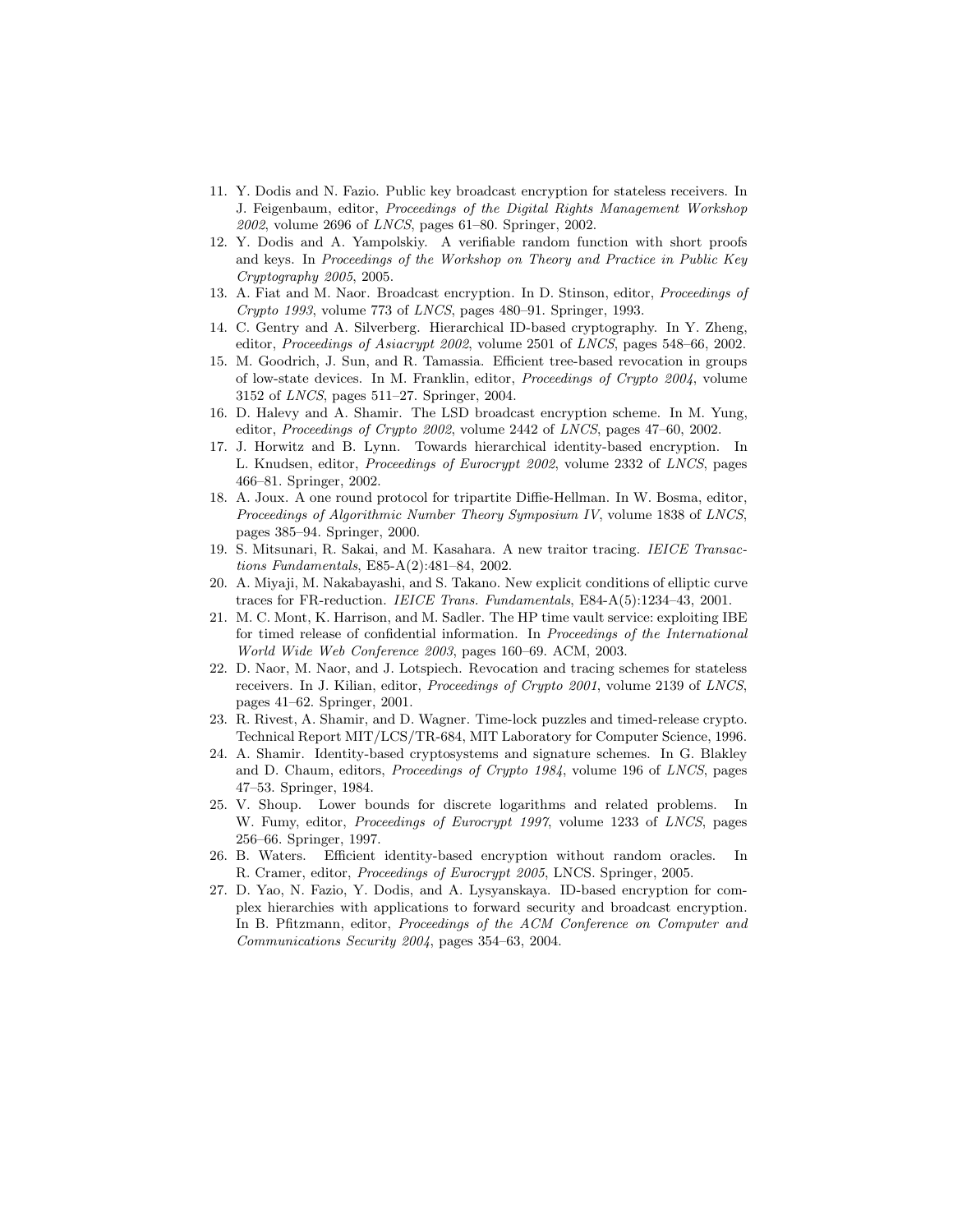11. Y. Dodis and N. Fazio. Public key broadcast encryption for stateless receivers. In J. Feigenbaum, editor, *Proceedings of the Digital Rights Management Workshop 2002*, volume 2696 of *LNCS*, pages 61–80. Springer, 2002.
12. Y. Dodis and A. Yampolskiy. A verifiable random function with short proofs and keys. In *Proceedings of the Workshop on Theory and Practice in Public Key Cryptography 2005*, 2005.
13. A. Fiat and M. Naor. Broadcast encryption. In D. Stinson, editor, *Proceedings of Crypto 1993*, volume 773 of *LNCS*, pages 480–91. Springer, 1993.
14. C. Gentry and A. Silverberg. Hierarchical ID-based cryptography. In Y. Zheng, editor, *Proceedings of Asiacrypt 2002*, volume 2501 of *LNCS*, pages 548–66, 2002.
15. M. Goodrich, J. Sun, and R. Tamassia. Efficient tree-based revocation in groups of low-state devices. In M. Franklin, editor, *Proceedings of Crypto 2004*, volume 3152 of *LNCS*, pages 511–27. Springer, 2004.
16. D. Halevy and A. Shamir. The LSD broadcast encryption scheme. In M. Yung, editor, *Proceedings of Crypto 2002*, volume 2442 of *LNCS*, pages 47–60, 2002.
17. J. Horwitz and B. Lynn. Towards hierarchical identity-based encryption. In L. Knudsen, editor, *Proceedings of Eurocrypt 2002*, volume 2332 of *LNCS*, pages 466–81. Springer, 2002.
18. A. Joux. A one round protocol for tripartite Diffie-Hellman. In W. Bosma, editor, *Proceedings of Algorithmic Number Theory Symposium IV*, volume 1838 of *LNCS*, pages 385–94. Springer, 2000.
19. S. Mitsunari, R. Sakai, and M. Kasahara. A new traitor tracing. *IEICE Transactions Fundamentals*, E85-A(2):481–84, 2002.
20. A. Miyaji, M. Nakabayashi, and S. Takano. New explicit conditions of elliptic curve traces for FR-reduction. *IEICE Trans. Fundamentals*, E84-A(5):1234–43, 2001.
21. M. C. Mont, K. Harrison, and M. Sadler. The HP time vault service: exploiting IBE for timed release of confidential information. In *Proceedings of the International World Wide Web Conference 2003*, pages 160–69. ACM, 2003.
22. D. Naor, M. Naor, and J. Lotspiech. Revocation and tracing schemes for stateless receivers. In J. Kilian, editor, *Proceedings of Crypto 2001*, volume 2139 of *LNCS*, pages 41–62. Springer, 2001.
23. R. Rivest, A. Shamir, and D. Wagner. Time-lock puzzles and timed-release crypto. Technical Report MIT/LCS/TR-684, MIT Laboratory for Computer Science, 1996.
24. A. Shamir. Identity-based cryptosystems and signature schemes. In G. Blakley and D. Chaum, editors, *Proceedings of Crypto 1984*, volume 196 of *LNCS*, pages 47–53. Springer, 1984.
25. V. Shoup. Lower bounds for discrete logarithms and related problems. In W. Fumy, editor, *Proceedings of Eurocrypt 1997*, volume 1233 of *LNCS*, pages 256–66. Springer, 1997.
26. B. Waters. Efficient identity-based encryption without random oracles. In R. Cramer, editor, *Proceedings of Eurocrypt 2005*, LNCS. Springer, 2005.
27. D. Yao, N. Fazio, Y. Dodis, and A. Lysyanskaya. ID-based encryption for complex hierarchies with applications to forward security and broadcast encryption. In B. Pfitzmann, editor, *Proceedings of the ACM Conference on Computer and Communications Security 2004*, pages 354–63, 2004.